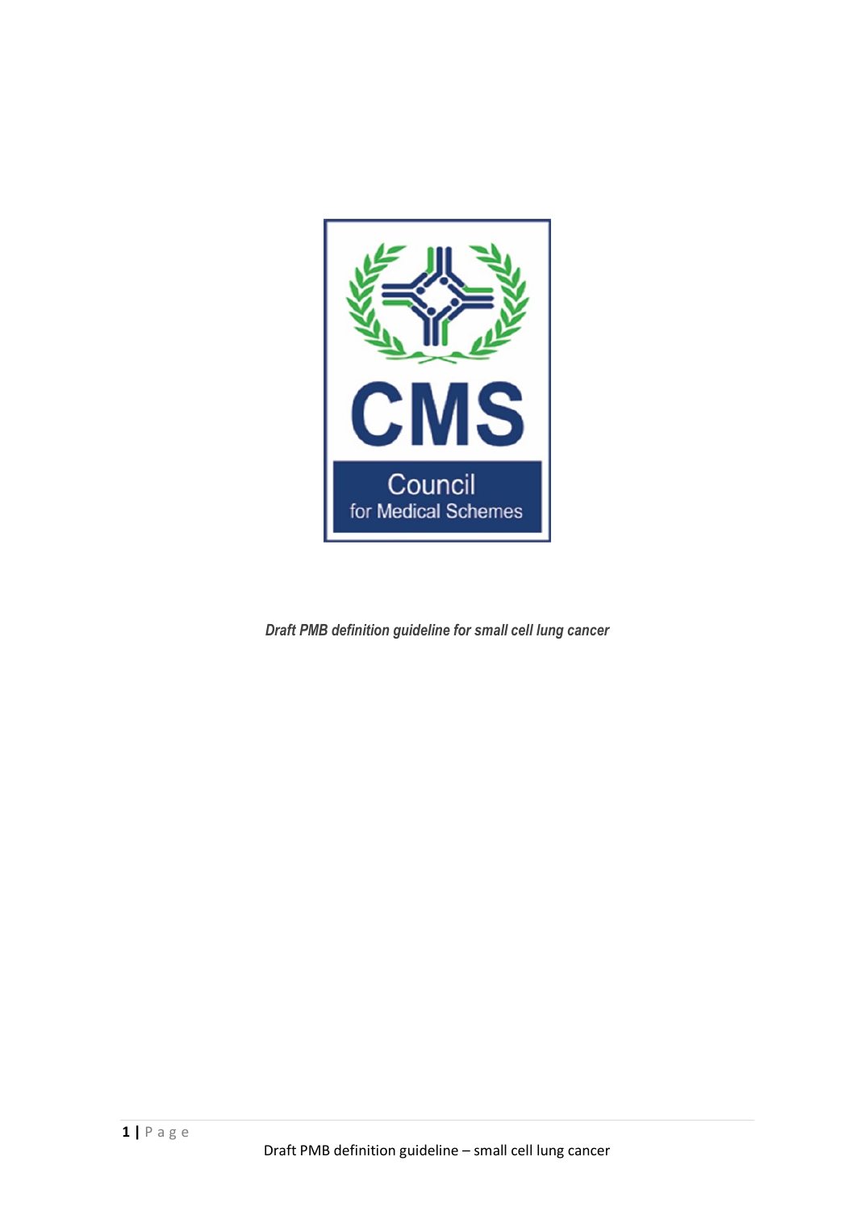CMS

Council for Medical Schemes

*Draft PMB definition guideline for small cell lung cancer*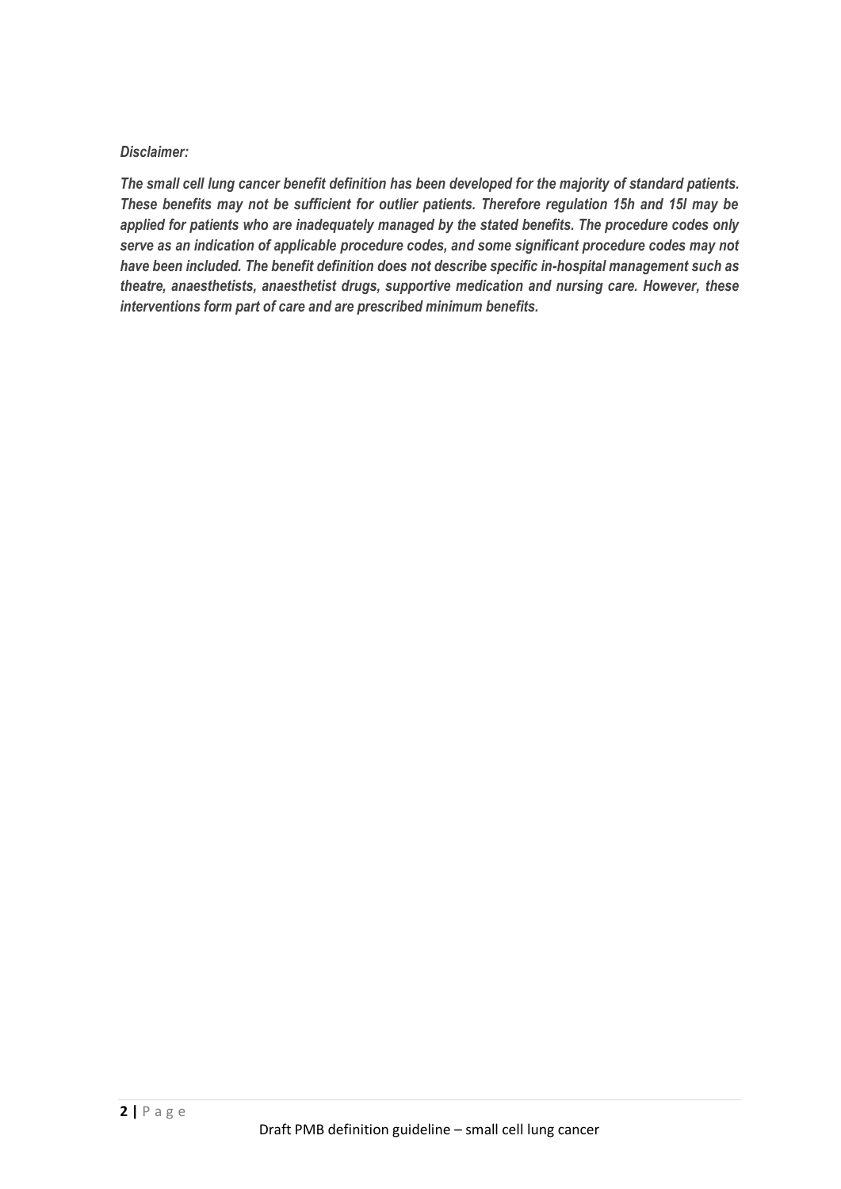***Disclaimer:***

***The small cell lung cancer benefit definition has been developed for the majority of standard patients. These benefits may not be sufficient for outlier patients. Therefore regulation 15h and 15I may be applied for patients who are inadequately managed by the stated benefits. The procedure codes only serve as an indication of applicable procedure codes, and some significant procedure codes may not have been included. The benefit definition does not describe specific in-hospital management such as theatre, anaesthetists, anaesthetist drugs, supportive medication and nursing care. However, these interventions form part of care and are prescribed minimum benefits.***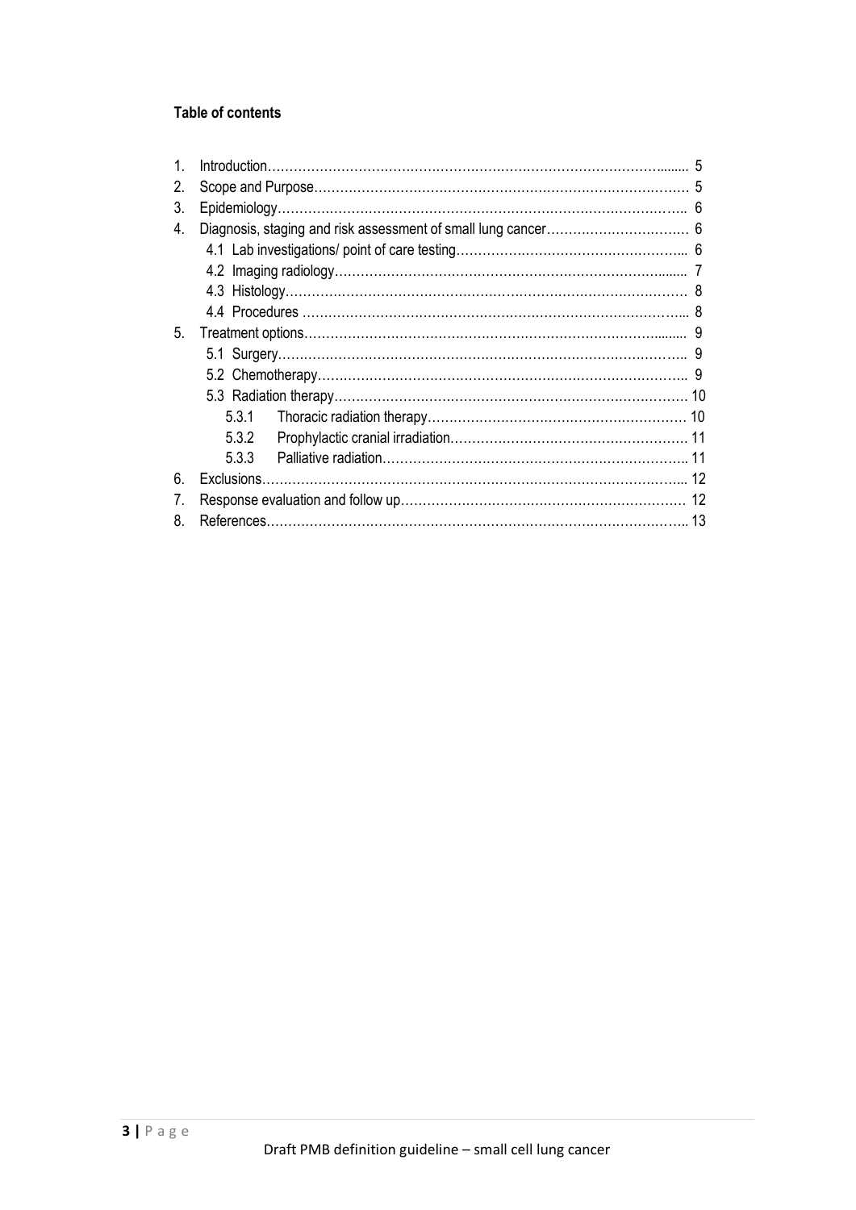**Table of contents**

1. Introduction........................................................................................ 5
2. Scope and Purpose.............................................................................. 5
3. Epidemiology...................................................................................... 6
4. Diagnosis, staging and risk assessment of small lung cancer.............................. 6
   - 4.1 Lab investigations/ point of care testing................................................ 6
   - 4.2 Imaging radiology.......................................................................... 7
   - 4.3 Histology.................................................................................... 8
   - 4.4 Procedures ................................................................................. 8
5. Treatment options................................................................................ 9
   - 5.1 Surgery...................................................................................... 9
   - 5.2 Chemotherapy............................................................................... 9
   - 5.3 Radiation therapy.......................................................................... 10
     - 5.3.1 Thoracic radiation therapy......................................................... 10
     - 5.3.2 Prophylactic cranial irradiation.................................................... 11
     - 5.3.3 Palliative radiation.................................................................. 11
6. Exclusions........................................................................................ 12
7. Response evaluation and follow up........................................................... 12
8. References........................................................................................ 13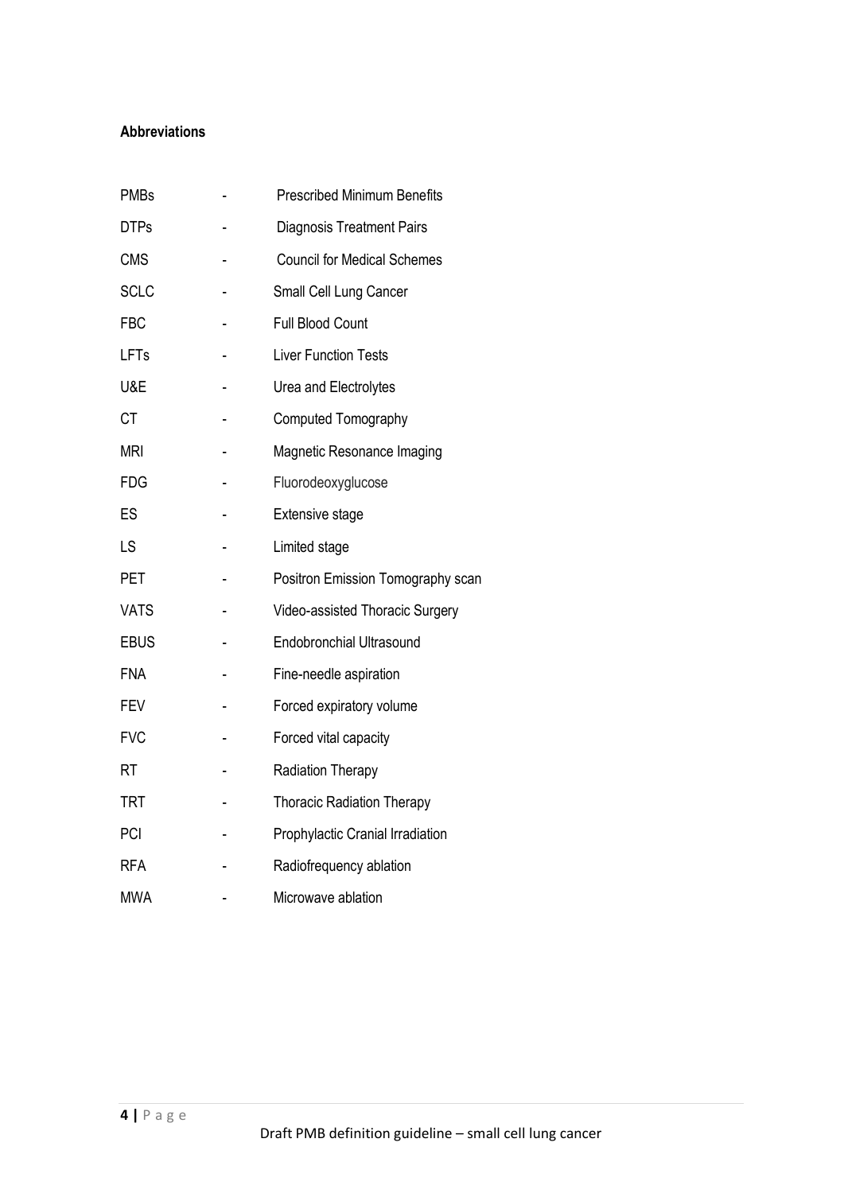**Abbreviations**

| | | |
|---|---|---|
| PMBs | - | Prescribed Minimum Benefits |
| DTPs | - | Diagnosis Treatment Pairs |
| CMS | - | Council for Medical Schemes |
| SCLC | - | Small Cell Lung Cancer |
| FBC | - | Full Blood Count |
| LFTs | - | Liver Function Tests |
| U&E | - | Urea and Electrolytes |
| CT | - | Computed Tomography |
| MRI | - | Magnetic Resonance Imaging |
| FDG | - | Fluorodeoxyglucose |
| ES | - | Extensive stage |
| LS | - | Limited stage |
| PET | - | Positron Emission Tomography scan |
| VATS | - | Video-assisted Thoracic Surgery |
| EBUS | - | Endobronchial Ultrasound |
| FNA | - | Fine-needle aspiration |
| FEV | - | Forced expiratory volume |
| FVC | - | Forced vital capacity |
| RT | - | Radiation Therapy |
| TRT | - | Thoracic Radiation Therapy |
| PCI | - | Prophylactic Cranial Irradiation |
| RFA | - | Radiofrequency ablation |
| MWA | - | Microwave ablation |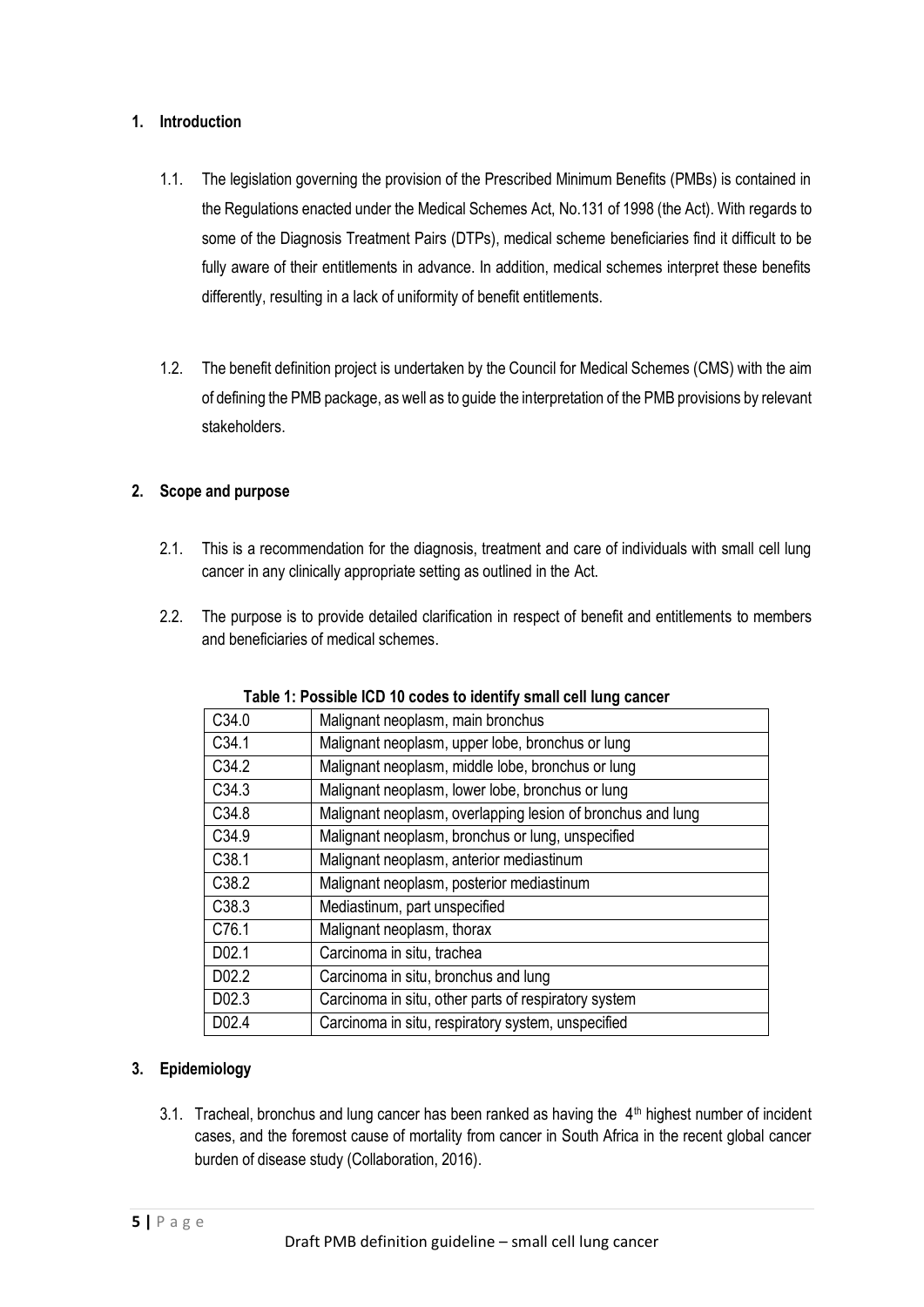## 1. Introduction

1.1. The legislation governing the provision of the Prescribed Minimum Benefits (PMBs) is contained in the Regulations enacted under the Medical Schemes Act, No.131 of 1998 (the Act). With regards to some of the Diagnosis Treatment Pairs (DTPs), medical scheme beneficiaries find it difficult to be fully aware of their entitlements in advance. In addition, medical schemes interpret these benefits differently, resulting in a lack of uniformity of benefit entitlements.

1.2. The benefit definition project is undertaken by the Council for Medical Schemes (CMS) with the aim of defining the PMB package, as well as to guide the interpretation of the PMB provisions by relevant stakeholders.

## 2. Scope and purpose

2.1. This is a recommendation for the diagnosis, treatment and care of individuals with small cell lung cancer in any clinically appropriate setting as outlined in the Act.

2.2. The purpose is to provide detailed clarification in respect of benefit and entitlements to members and beneficiaries of medical schemes.

**Table 1: Possible ICD 10 codes to identify small cell lung cancer**

| Code | Description |
|---|---|
| C34.0 | Malignant neoplasm, main bronchus |
| C34.1 | Malignant neoplasm, upper lobe, bronchus or lung |
| C34.2 | Malignant neoplasm, middle lobe, bronchus or lung |
| C34.3 | Malignant neoplasm, lower lobe, bronchus or lung |
| C34.8 | Malignant neoplasm, overlapping lesion of bronchus and lung |
| C34.9 | Malignant neoplasm, bronchus or lung, unspecified |
| C38.1 | Malignant neoplasm, anterior mediastinum |
| C38.2 | Malignant neoplasm, posterior mediastinum |
| C38.3 | Mediastinum, part unspecified |
| C76.1 | Malignant neoplasm, thorax |
| D02.1 | Carcinoma in situ, trachea |
| D02.2 | Carcinoma in situ, bronchus and lung |
| D02.3 | Carcinoma in situ, other parts of respiratory system |
| D02.4 | Carcinoma in situ, respiratory system, unspecified |

## 3. Epidemiology

3.1. Tracheal, bronchus and lung cancer has been ranked as having the 4th highest number of incident cases, and the foremost cause of mortality from cancer in South Africa in the recent global cancer burden of disease study (Collaboration, 2016).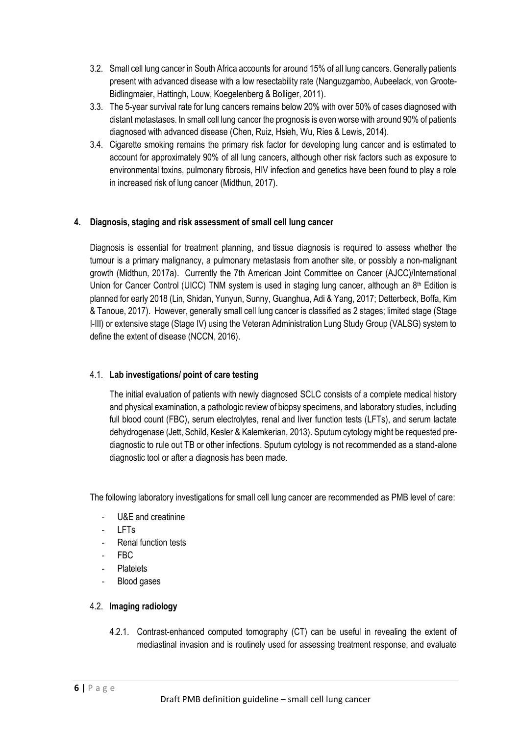3.2. Small cell lung cancer in South Africa accounts for around 15% of all lung cancers. Generally patients present with advanced disease with a low resectability rate (Nanguzgambo, Aubeelack, von Groote-Bidlingmaier, Hattingh, Louw, Koegelenberg & Bolliger, 2011).

3.3. The 5-year survival rate for lung cancers remains below 20% with over 50% of cases diagnosed with distant metastases. In small cell lung cancer the prognosis is even worse with around 90% of patients diagnosed with advanced disease (Chen, Ruiz, Hsieh, Wu, Ries & Lewis, 2014).

3.4. Cigarette smoking remains the primary risk factor for developing lung cancer and is estimated to account for approximately 90% of all lung cancers, although other risk factors such as exposure to environmental toxins, pulmonary fibrosis, HIV infection and genetics have been found to play a role in increased risk of lung cancer (Midthun, 2017).

## 4. Diagnosis, staging and risk assessment of small cell lung cancer

Diagnosis is essential for treatment planning, and tissue diagnosis is required to assess whether the tumour is a primary malignancy, a pulmonary metastasis from another site, or possibly a non-malignant growth (Midthun, 2017a). Currently the 7th American Joint Committee on Cancer (AJCC)/International Union for Cancer Control (UICC) TNM system is used in staging lung cancer, although an 8th Edition is planned for early 2018 (Lin, Shidan, Yunyun, Sunny, Guanghua, Adi & Yang, 2017; Detterbeck, Boffa, Kim & Tanoue, 2017). However, generally small cell lung cancer is classified as 2 stages; limited stage (Stage I-III) or extensive stage (Stage IV) using the Veteran Administration Lung Study Group (VALSG) system to define the extent of disease (NCCN, 2016).

### 4.1. Lab investigations/ point of care testing

The initial evaluation of patients with newly diagnosed SCLC consists of a complete medical history and physical examination, a pathologic review of biopsy specimens, and laboratory studies, including full blood count (FBC), serum electrolytes, renal and liver function tests (LFTs), and serum lactate dehydrogenase (Jett, Schild, Kesler & Kalemkerian, 2013). Sputum cytology might be requested pre-diagnostic to rule out TB or other infections. Sputum cytology is not recommended as a stand-alone diagnostic tool or after a diagnosis has been made.

The following laboratory investigations for small cell lung cancer are recommended as PMB level of care:

- U&E and creatinine
- LFTs
- Renal function tests
- FBC
- Platelets
- Blood gases

### 4.2. Imaging radiology

4.2.1. Contrast-enhanced computed tomography (CT) can be useful in revealing the extent of mediastinal invasion and is routinely used for assessing treatment response, and evaluate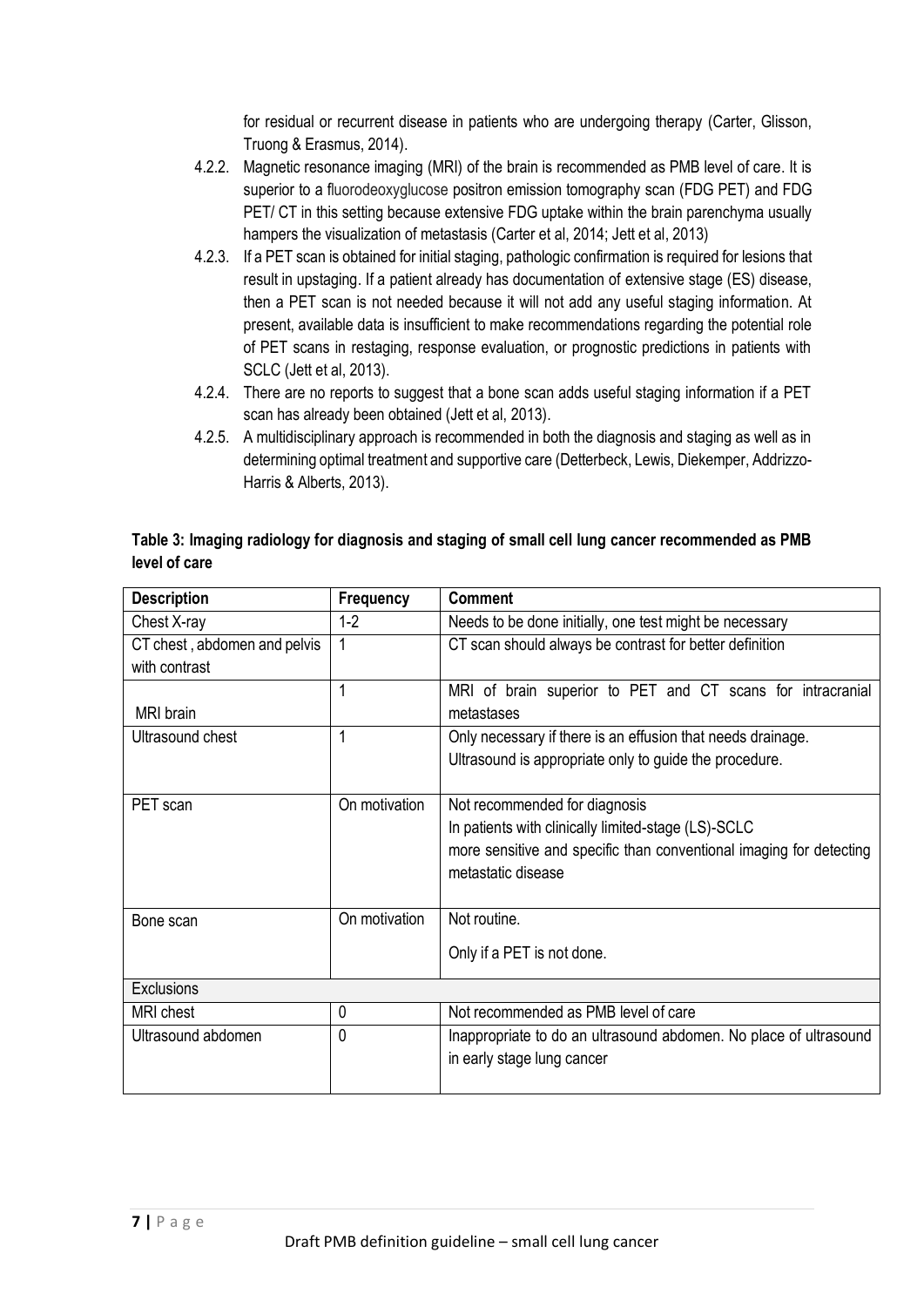for residual or recurrent disease in patients who are undergoing therapy (Carter, Glisson, Truong & Erasmus, 2014).

4.2.2. Magnetic resonance imaging (MRI) of the brain is recommended as PMB level of care. It is superior to a fluorodeoxyglucose positron emission tomography scan (FDG PET) and FDG PET/ CT in this setting because extensive FDG uptake within the brain parenchyma usually hampers the visualization of metastasis (Carter et al, 2014; Jett et al, 2013)

4.2.3. If a PET scan is obtained for initial staging, pathologic confirmation is required for lesions that result in upstaging. If a patient already has documentation of extensive stage (ES) disease, then a PET scan is not needed because it will not add any useful staging information. At present, available data is insufficient to make recommendations regarding the potential role of PET scans in restaging, response evaluation, or prognostic predictions in patients with SCLC (Jett et al, 2013).

4.2.4. There are no reports to suggest that a bone scan adds useful staging information if a PET scan has already been obtained (Jett et al, 2013).

4.2.5. A multidisciplinary approach is recommended in both the diagnosis and staging as well as in determining optimal treatment and supportive care (Detterbeck, Lewis, Diekemper, Addrizzo-Harris & Alberts, 2013).

**Table 3: Imaging radiology for diagnosis and staging of small cell lung cancer recommended as PMB level of care**

| Description | Frequency | Comment |
|---|---|---|
| Chest X-ray | 1-2 | Needs to be done initially, one test might be necessary |
| CT chest , abdomen and pelvis with contrast | 1 | CT scan should always be contrast for better definition |
| MRI brain | 1 | MRI of brain superior to PET and CT scans for intracranial metastases |
| Ultrasound chest | 1 | Only necessary if there is an effusion that needs drainage. Ultrasound is appropriate only to guide the procedure. |
| PET scan | On motivation | Not recommended for diagnosis In patients with clinically limited-stage (LS)-SCLC more sensitive and specific than conventional imaging for detecting metastatic disease |
| Bone scan | On motivation | Not routine. Only if a PET is not done. |
| Exclusions | | |
| MRI chest | 0 | Not recommended as PMB level of care |
| Ultrasound abdomen | 0 | Inappropriate to do an ultrasound abdomen. No place of ultrasound in early stage lung cancer |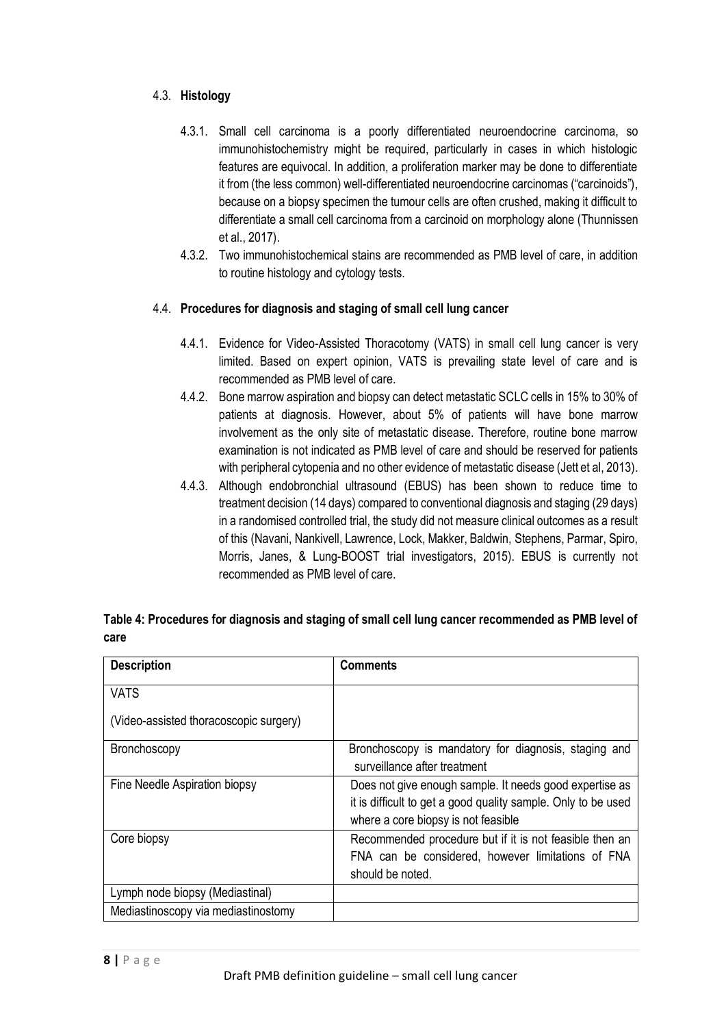### 4.3. **Histology**

4.3.1. Small cell carcinoma is a poorly differentiated neuroendocrine carcinoma, so immunohistochemistry might be required, particularly in cases in which histologic features are equivocal. In addition, a proliferation marker may be done to differentiate it from (the less common) well-differentiated neuroendocrine carcinomas ("carcinoids"), because on a biopsy specimen the tumour cells are often crushed, making it difficult to differentiate a small cell carcinoma from a carcinoid on morphology alone (Thunnissen et al., 2017).

4.3.2. Two immunohistochemical stains are recommended as PMB level of care, in addition to routine histology and cytology tests.

### 4.4. **Procedures for diagnosis and staging of small cell lung cancer**

4.4.1. Evidence for Video-Assisted Thoracotomy (VATS) in small cell lung cancer is very limited. Based on expert opinion, VATS is prevailing state level of care and is recommended as PMB level of care.

4.4.2. Bone marrow aspiration and biopsy can detect metastatic SCLC cells in 15% to 30% of patients at diagnosis. However, about 5% of patients will have bone marrow involvement as the only site of metastatic disease. Therefore, routine bone marrow examination is not indicated as PMB level of care and should be reserved for patients with peripheral cytopenia and no other evidence of metastatic disease (Jett et al, 2013).

4.4.3. Although endobronchial ultrasound (EBUS) has been shown to reduce time to treatment decision (14 days) compared to conventional diagnosis and staging (29 days) in a randomised controlled trial, the study did not measure clinical outcomes as a result of this (Navani, Nankivell, Lawrence, Lock, Makker, Baldwin, Stephens, Parmar, Spiro, Morris, Janes, & Lung-BOOST trial investigators, 2015). EBUS is currently not recommended as PMB level of care.

**Table 4: Procedures for diagnosis and staging of small cell lung cancer recommended as PMB level of care**

| **Description** | **Comments** |
|---|---|
| VATS<br><br>(Video-assisted thoracoscopic surgery) | |
| Bronchoscopy | Bronchoscopy is mandatory for diagnosis, staging and surveillance after treatment |
| Fine Needle Aspiration biopsy | Does not give enough sample. It needs good expertise as it is difficult to get a good quality sample. Only to be used where a core biopsy is not feasible |
| Core biopsy | Recommended procedure but if it is not feasible then an FNA can be considered, however limitations of FNA should be noted. |
| Lymph node biopsy (Mediastinal) | |
| Mediastinoscopy via mediastinostomy | |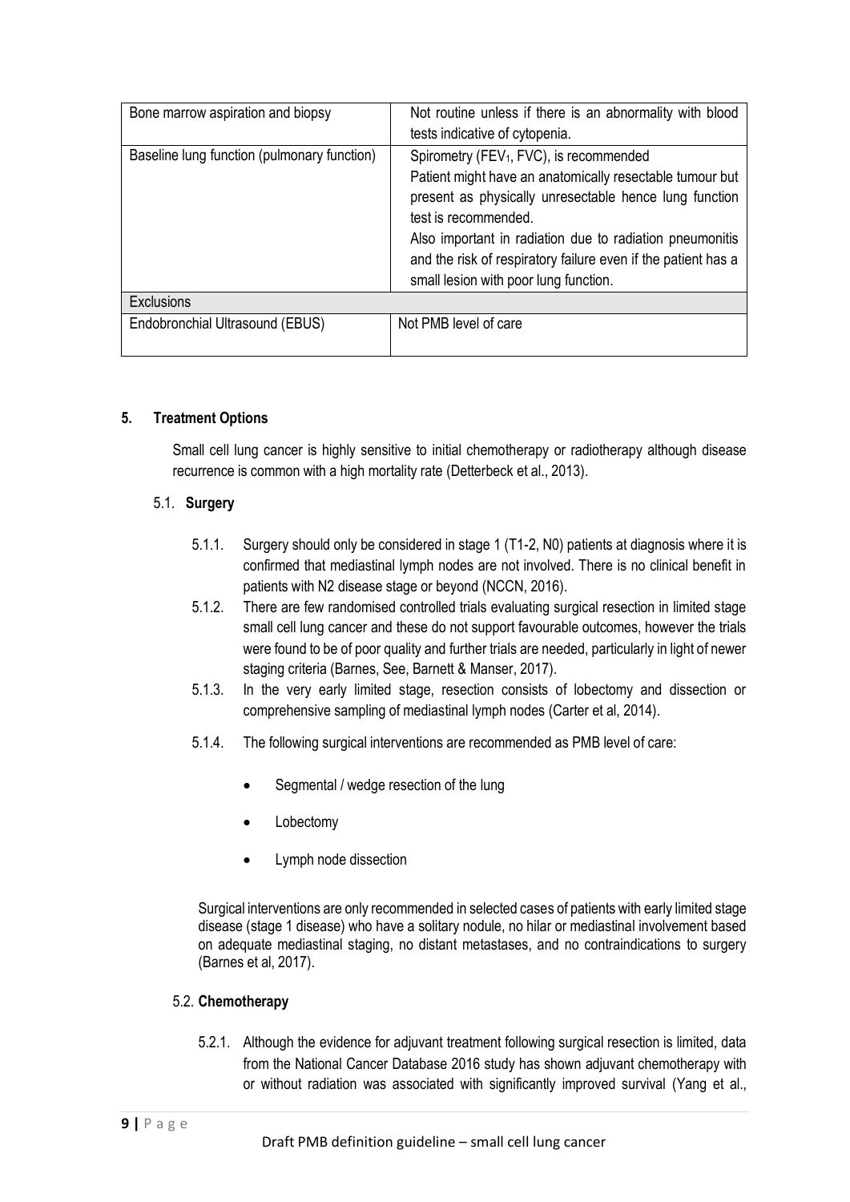| Bone marrow aspiration and biopsy | Not routine unless if there is an abnormality with blood tests indicative of cytopenia. |
|---|---|
| Baseline lung function (pulmonary function) | Spirometry ($FEV_1$, FVC), is recommended<br>Patient might have an anatomically resectable tumour but present as physically unresectable hence lung function test is recommended.<br>Also important in radiation due to radiation pneumonitis and the risk of respiratory failure even if the patient has a small lesion with poor lung function. |
| **Exclusions** | |
| Endobronchial Ultrasound (EBUS) | Not PMB level of care |

## 5. Treatment Options

Small cell lung cancer is highly sensitive to initial chemotherapy or radiotherapy although disease recurrence is common with a high mortality rate (Detterbeck et al., 2013).

### 5.1. Surgery

5.1.1. Surgery should only be considered in stage 1 (T1-2, N0) patients at diagnosis where it is confirmed that mediastinal lymph nodes are not involved. There is no clinical benefit in patients with N2 disease stage or beyond (NCCN, 2016).

5.1.2. There are few randomised controlled trials evaluating surgical resection in limited stage small cell lung cancer and these do not support favourable outcomes, however the trials were found to be of poor quality and further trials are needed, particularly in light of newer staging criteria (Barnes, See, Barnett & Manser, 2017).

5.1.3. In the very early limited stage, resection consists of lobectomy and dissection or comprehensive sampling of mediastinal lymph nodes (Carter et al, 2014).

5.1.4. The following surgical interventions are recommended as PMB level of care:

- Segmental / wedge resection of the lung
- Lobectomy
- Lymph node dissection

Surgical interventions are only recommended in selected cases of patients with early limited stage disease (stage 1 disease) who have a solitary nodule, no hilar or mediastinal involvement based on adequate mediastinal staging, no distant metastases, and no contraindications to surgery (Barnes et al, 2017).

### 5.2. Chemotherapy

5.2.1. Although the evidence for adjuvant treatment following surgical resection is limited, data from the National Cancer Database 2016 study has shown adjuvant chemotherapy with or without radiation was associated with significantly improved survival (Yang et al.,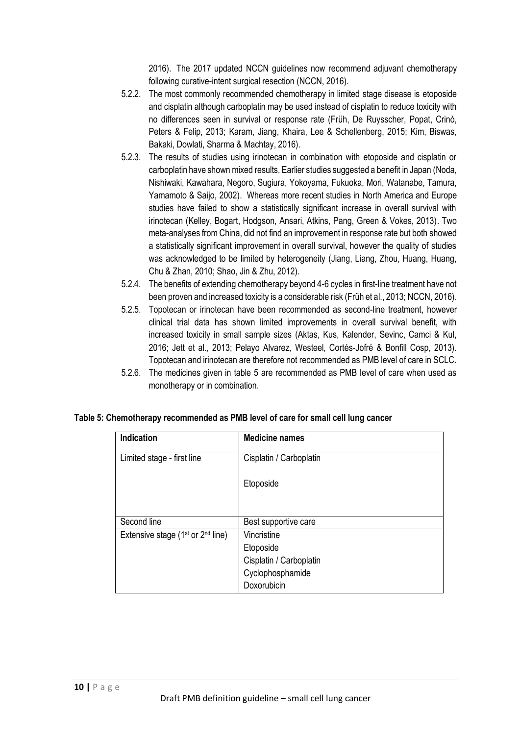2016). The 2017 updated NCCN guidelines now recommend adjuvant chemotherapy following curative-intent surgical resection (NCCN, 2016).

5.2.2. The most commonly recommended chemotherapy in limited stage disease is etoposide and cisplatin although carboplatin may be used instead of cisplatin to reduce toxicity with no differences seen in survival or response rate (Früh, De Ruysscher, Popat, Crinò, Peters & Felip, 2013; Karam, Jiang, Khaira, Lee & Schellenberg, 2015; Kim, Biswas, Bakaki, Dowlati, Sharma & Machtay, 2016).

5.2.3. The results of studies using irinotecan in combination with etoposide and cisplatin or carboplatin have shown mixed results. Earlier studies suggested a benefit in Japan (Noda, Nishiwaki, Kawahara, Negoro, Sugiura, Yokoyama, Fukuoka, Mori, Watanabe, Tamura, Yamamoto & Saijo, 2002). Whereas more recent studies in North America and Europe studies have failed to show a statistically significant increase in overall survival with irinotecan (Kelley, Bogart, Hodgson, Ansari, Atkins, Pang, Green & Vokes, 2013). Two meta-analyses from China, did not find an improvement in response rate but both showed a statistically significant improvement in overall survival, however the quality of studies was acknowledged to be limited by heterogeneity (Jiang, Liang, Zhou, Huang, Huang, Chu & Zhan, 2010; Shao, Jin & Zhu, 2012).

5.2.4. The benefits of extending chemotherapy beyond 4-6 cycles in first-line treatment have not been proven and increased toxicity is a considerable risk (Früh et al., 2013; NCCN, 2016).

5.2.5. Topotecan or irinotecan have been recommended as second-line treatment, however clinical trial data has shown limited improvements in overall survival benefit, with increased toxicity in small sample sizes (Aktas, Kus, Kalender, Sevinc, Camci & Kul, 2016; Jett et al., 2013; Pelayo Alvarez, Westeel, Cortés-Jofré & Bonfill Cosp, 2013). Topotecan and irinotecan are therefore not recommended as PMB level of care in SCLC.

5.2.6. The medicines given in table 5 are recommended as PMB level of care when used as monotherapy or in combination.

**Table 5: Chemotherapy recommended as PMB level of care for small cell lung cancer**

| Indication | Medicine names |
|---|---|
| Limited stage - first line | Cisplatin / Carboplatin<br><br>Etoposide |
| Second line | Best supportive care |
| Extensive stage (1st or 2nd line) | Vincristine<br>Etoposide<br>Cisplatin / Carboplatin<br>Cyclophosphamide<br>Doxorubicin |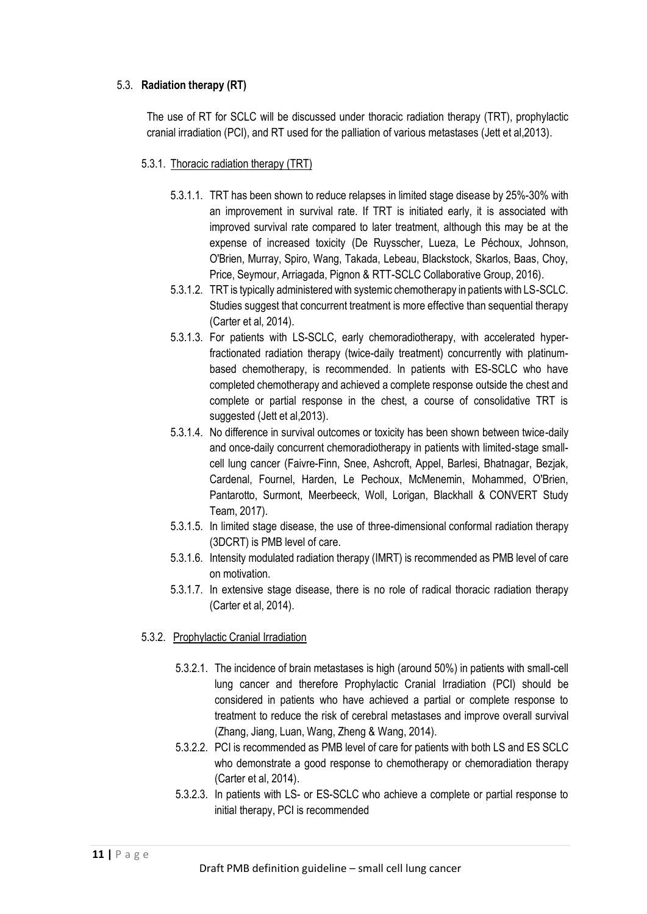## 5.3. **Radiation therapy (RT)**

The use of RT for SCLC will be discussed under thoracic radiation therapy (TRT), prophylactic cranial irradiation (PCI), and RT used for the palliation of various metastases (Jett et al,2013).

### 5.3.1. Thoracic radiation therapy (TRT)

5.3.1.1. TRT has been shown to reduce relapses in limited stage disease by 25%-30% with an improvement in survival rate. If TRT is initiated early, it is associated with improved survival rate compared to later treatment, although this may be at the expense of increased toxicity (De Ruysscher, Lueza, Le Péchoux, Johnson, O'Brien, Murray, Spiro, Wang, Takada, Lebeau, Blackstock, Skarlos, Baas, Choy, Price, Seymour, Arriagada, Pignon & RTT-SCLC Collaborative Group, 2016).

5.3.1.2. TRT is typically administered with systemic chemotherapy in patients with LS-SCLC. Studies suggest that concurrent treatment is more effective than sequential therapy (Carter et al, 2014).

5.3.1.3. For patients with LS-SCLC, early chemoradiotherapy, with accelerated hyper-fractionated radiation therapy (twice-daily treatment) concurrently with platinum-based chemotherapy, is recommended. In patients with ES-SCLC who have completed chemotherapy and achieved a complete response outside the chest and complete or partial response in the chest, a course of consolidative TRT is suggested (Jett et al,2013).

5.3.1.4. No difference in survival outcomes or toxicity has been shown between twice-daily and once-daily concurrent chemoradiotherapy in patients with limited-stage small-cell lung cancer (Faivre-Finn, Snee, Ashcroft, Appel, Barlesi, Bhatnagar, Bezjak, Cardenal, Fournel, Harden, Le Pechoux, McMenemin, Mohammed, O'Brien, Pantarotto, Surmont, Meerbeeck, Woll, Lorigan, Blackhall & CONVERT Study Team, 2017).

5.3.1.5. In limited stage disease, the use of three-dimensional conformal radiation therapy (3DCRT) is PMB level of care.

5.3.1.6. Intensity modulated radiation therapy (IMRT) is recommended as PMB level of care on motivation.

5.3.1.7. In extensive stage disease, there is no role of radical thoracic radiation therapy (Carter et al, 2014).

### 5.3.2. Prophylactic Cranial Irradiation

5.3.2.1. The incidence of brain metastases is high (around 50%) in patients with small-cell lung cancer and therefore Prophylactic Cranial Irradiation (PCI) should be considered in patients who have achieved a partial or complete response to treatment to reduce the risk of cerebral metastases and improve overall survival (Zhang, Jiang, Luan, Wang, Zheng & Wang, 2014).

5.3.2.2. PCI is recommended as PMB level of care for patients with both LS and ES SCLC who demonstrate a good response to chemotherapy or chemoradiation therapy (Carter et al, 2014).

5.3.2.3. In patients with LS- or ES-SCLC who achieve a complete or partial response to initial therapy, PCI is recommended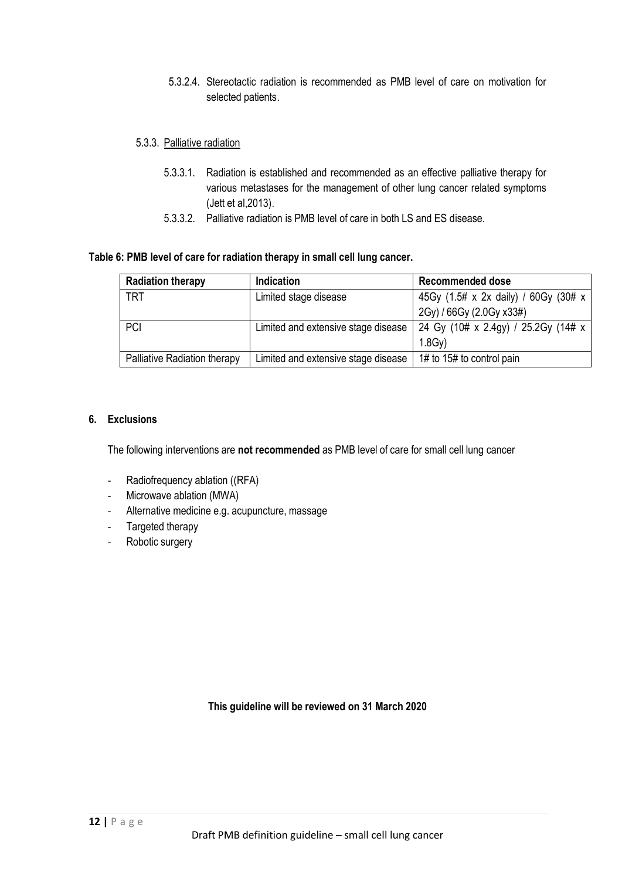5.3.2.4. Stereotactic radiation is recommended as PMB level of care on motivation for selected patients.

5.3.3. Palliative radiation

5.3.3.1. Radiation is established and recommended as an effective palliative therapy for various metastases for the management of other lung cancer related symptoms (Jett et al,2013).

5.3.3.2. Palliative radiation is PMB level of care in both LS and ES disease.

**Table 6: PMB level of care for radiation therapy in small cell lung cancer.**

| **Radiation therapy** | **Indication** | **Recommended dose** |
|---|---|---|
| TRT | Limited stage disease | 45Gy (1.5# x 2x daily) / 60Gy (30# x 2Gy) / 66Gy (2.0Gy x33#) |
| PCI | Limited and extensive stage disease | 24 Gy (10# x 2.4gy) / 25.2Gy (14# x 1.8Gy) |
| Palliative Radiation therapy | Limited and extensive stage disease | 1# to 15# to control pain |

## 6. Exclusions

The following interventions are **not recommended** as PMB level of care for small cell lung cancer

- Radiofrequency ablation ((RFA)
- Microwave ablation (MWA)
- Alternative medicine e.g. acupuncture, massage
- Targeted therapy
- Robotic surgery

**This guideline will be reviewed on 31 March 2020**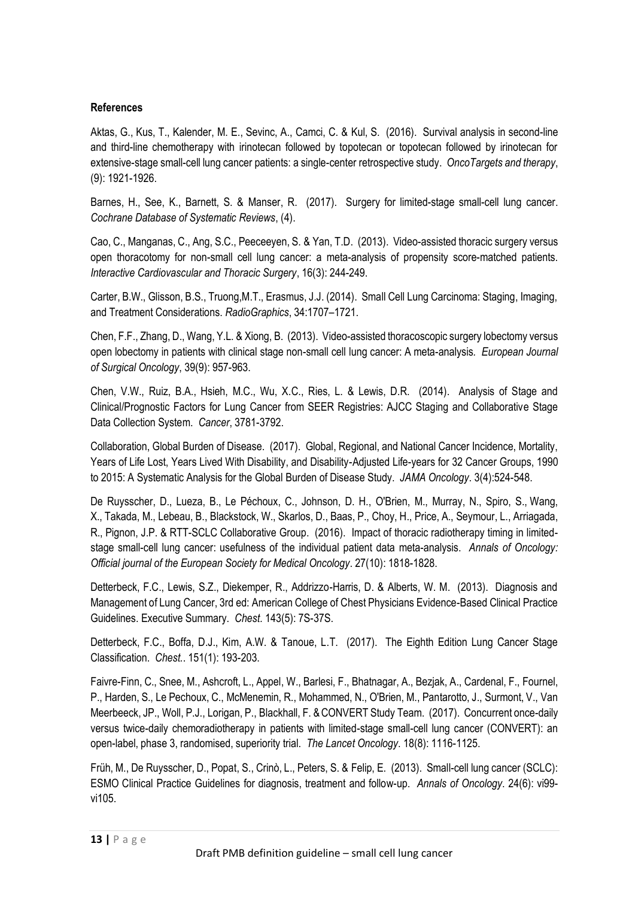**References**

Aktas, G., Kus, T., Kalender, M. E., Sevinc, A., Camci, C. & Kul, S. (2016). Survival analysis in second-line and third-line chemotherapy with irinotecan followed by topotecan or topotecan followed by irinotecan for extensive-stage small-cell lung cancer patients: a single-center retrospective study. *OncoTargets and therapy*, (9): 1921-1926.

Barnes, H., See, K., Barnett, S. & Manser, R. (2017). Surgery for limited-stage small-cell lung cancer. *Cochrane Database of Systematic Reviews*, (4).

Cao, C., Manganas, C., Ang, S.C., Peeceeyen, S. & Yan, T.D. (2013). Video-assisted thoracic surgery versus open thoracotomy for non-small cell lung cancer: a meta-analysis of propensity score-matched patients. *Interactive Cardiovascular and Thoracic Surgery*, 16(3): 244-249.

Carter, B.W., Glisson, B.S., Truong,M.T., Erasmus, J.J. (2014). Small Cell Lung Carcinoma: Staging, Imaging, and Treatment Considerations. *RadioGraphics*, 34:1707–1721.

Chen, F.F., Zhang, D., Wang, Y.L. & Xiong, B. (2013). Video-assisted thoracoscopic surgery lobectomy versus open lobectomy in patients with clinical stage non-small cell lung cancer: A meta-analysis. *European Journal of Surgical Oncology*, 39(9): 957-963.

Chen, V.W., Ruiz, B.A., Hsieh, M.C., Wu, X.C., Ries, L. & Lewis, D.R. (2014). Analysis of Stage and Clinical/Prognostic Factors for Lung Cancer from SEER Registries: AJCC Staging and Collaborative Stage Data Collection System. *Cancer*, 3781-3792.

Collaboration, Global Burden of Disease. (2017). Global, Regional, and National Cancer Incidence, Mortality, Years of Life Lost, Years Lived With Disability, and Disability-Adjusted Life-years for 32 Cancer Groups, 1990 to 2015: A Systematic Analysis for the Global Burden of Disease Study. *JAMA Oncology*. 3(4):524-548.

De Ruysscher, D., Lueza, B., Le Péchoux, C., Johnson, D. H., O'Brien, M., Murray, N., Spiro, S., Wang, X., Takada, M., Lebeau, B., Blackstock, W., Skarlos, D., Baas, P., Choy, H., Price, A., Seymour, L., Arriagada, R., Pignon, J.P. & RTT-SCLC Collaborative Group. (2016). Impact of thoracic radiotherapy timing in limited-stage small-cell lung cancer: usefulness of the individual patient data meta-analysis. *Annals of Oncology: Official journal of the European Society for Medical Oncology*. 27(10): 1818-1828.

Detterbeck, F.C., Lewis, S.Z., Diekemper, R., Addrizzo-Harris, D. & Alberts, W. M. (2013). Diagnosis and Management of Lung Cancer, 3rd ed: American College of Chest Physicians Evidence-Based Clinical Practice Guidelines. Executive Summary. *Chest.* 143(5): 7S-37S.

Detterbeck, F.C., Boffa, D.J., Kim, A.W. & Tanoue, L.T. (2017). The Eighth Edition Lung Cancer Stage Classification. *Chest.*. 151(1): 193-203.

Faivre-Finn, C., Snee, M., Ashcroft, L., Appel, W., Barlesi, F., Bhatnagar, A., Bezjak, A., Cardenal, F., Fournel, P., Harden, S., Le Pechoux, C., McMenemin, R., Mohammed, N., O'Brien, M., Pantarotto, J., Surmont, V., Van Meerbeeck, JP., Woll, P.J., Lorigan, P., Blackhall, F. & CONVERT Study Team. (2017). Concurrent once-daily versus twice-daily chemoradiotherapy in patients with limited-stage small-cell lung cancer (CONVERT): an open-label, phase 3, randomised, superiority trial. *The Lancet Oncology*. 18(8): 1116-1125.

Früh, M., De Ruysscher, D., Popat, S., Crinò, L., Peters, S. & Felip, E. (2013). Small-cell lung cancer (SCLC): ESMO Clinical Practice Guidelines for diagnosis, treatment and follow-up. *Annals of Oncology*. 24(6): vi99-vi105.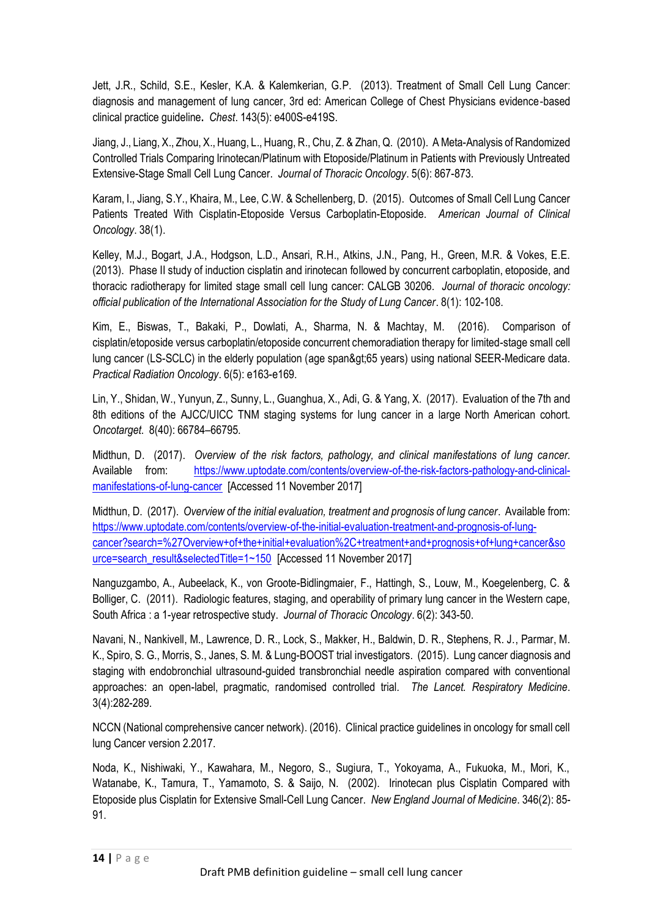Jett, J.R., Schild, S.E., Kesler, K.A. & Kalemkerian, G.P. (2013). Treatment of Small Cell Lung Cancer: diagnosis and management of lung cancer, 3rd ed: American College of Chest Physicians evidence-based clinical practice guideline**.** *Chest*. 143(5): e400S-e419S.

Jiang, J., Liang, X., Zhou, X., Huang, L., Huang, R., Chu, Z. & Zhan, Q. (2010). A Meta-Analysis of Randomized Controlled Trials Comparing Irinotecan/Platinum with Etoposide/Platinum in Patients with Previously Untreated Extensive-Stage Small Cell Lung Cancer. *Journal of Thoracic Oncology*. 5(6): 867-873.

Karam, I., Jiang, S.Y., Khaira, M., Lee, C.W. & Schellenberg, D. (2015). Outcomes of Small Cell Lung Cancer Patients Treated With Cisplatin-Etoposide Versus Carboplatin-Etoposide. *American Journal of Clinical Oncology*. 38(1).

Kelley, M.J., Bogart, J.A., Hodgson, L.D., Ansari, R.H., Atkins, J.N., Pang, H., Green, M.R. & Vokes, E.E. (2013). Phase II study of induction cisplatin and irinotecan followed by concurrent carboplatin, etoposide, and thoracic radiotherapy for limited stage small cell lung cancer: CALGB 30206. *Journal of thoracic oncology: official publication of the International Association for the Study of Lung Cancer*. 8(1): 102-108.

Kim, E., Biswas, T., Bakaki, P., Dowlati, A., Sharma, N. & Machtay, M. (2016). Comparison of cisplatin/etoposide versus carboplatin/etoposide concurrent chemoradiation therapy for limited-stage small cell lung cancer (LS-SCLC) in the elderly population (age span&gt;65 years) using national SEER-Medicare data. *Practical Radiation Oncology*. 6(5): e163-e169.

Lin, Y., Shidan, W., Yunyun, Z., Sunny, L., Guanghua, X., Adi, G. & Yang, X. (2017). Evaluation of the 7th and 8th editions of the AJCC/UICC TNM staging systems for lung cancer in a large North American cohort. *Oncotarget*. 8(40): 66784–66795.

Midthun, D. (2017). *Overview of the risk factors, pathology, and clinical manifestations of lung cancer*. Available from: https://www.uptodate.com/contents/overview-of-the-risk-factors-pathology-and-clinical-manifestations-of-lung-cancer [Accessed 11 November 2017]

Midthun, D. (2017). *Overview of the initial evaluation, treatment and prognosis of lung cancer*. Available from: https://www.uptodate.com/contents/overview-of-the-initial-evaluation-treatment-and-prognosis-of-lung-cancer?search=%27Overview+of+the+initial+evaluation%2C+treatment+and+prognosis+of+lung+cancer&source=search_result&selectedTitle=1~150 [Accessed 11 November 2017]

Nanguzgambo, A., Aubeelack, K., von Groote-Bidlingmaier, F., Hattingh, S., Louw, M., Koegelenberg, C. & Bolliger, C. (2011). Radiologic features, staging, and operability of primary lung cancer in the Western cape, South Africa : a 1-year retrospective study. *Journal of Thoracic Oncology*. 6(2): 343-50.

Navani, N., Nankivell, M., Lawrence, D. R., Lock, S., Makker, H., Baldwin, D. R., Stephens, R. J., Parmar, M. K., Spiro, S. G., Morris, S., Janes, S. M. & Lung-BOOST trial investigators. (2015). Lung cancer diagnosis and staging with endobronchial ultrasound-guided transbronchial needle aspiration compared with conventional approaches: an open-label, pragmatic, randomised controlled trial. *The Lancet. Respiratory Medicine*. 3(4):282-289.

NCCN (National comprehensive cancer network). (2016). Clinical practice guidelines in oncology for small cell lung Cancer version 2.2017.

Noda, K., Nishiwaki, Y., Kawahara, M., Negoro, S., Sugiura, T., Yokoyama, A., Fukuoka, M., Mori, K., Watanabe, K., Tamura, T., Yamamoto, S. & Saijo, N. (2002). Irinotecan plus Cisplatin Compared with Etoposide plus Cisplatin for Extensive Small-Cell Lung Cancer. *New England Journal of Medicine*. 346(2): 85-91.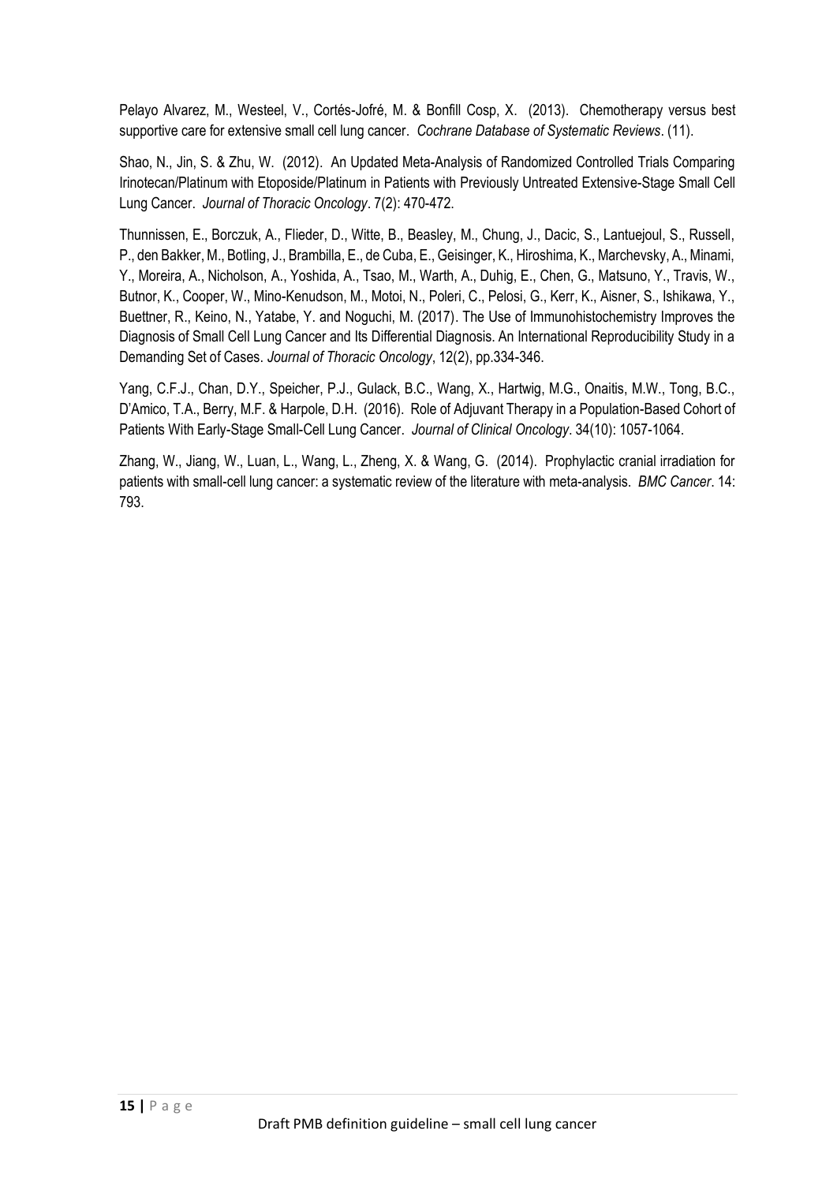Pelayo Alvarez, M., Westeel, V., Cortés-Jofré, M. & Bonfill Cosp, X. (2013). Chemotherapy versus best supportive care for extensive small cell lung cancer. *Cochrane Database of Systematic Reviews*. (11).

Shao, N., Jin, S. & Zhu, W. (2012). An Updated Meta-Analysis of Randomized Controlled Trials Comparing Irinotecan/Platinum with Etoposide/Platinum in Patients with Previously Untreated Extensive-Stage Small Cell Lung Cancer. *Journal of Thoracic Oncology*. 7(2): 470-472.

Thunnissen, E., Borczuk, A., Flieder, D., Witte, B., Beasley, M., Chung, J., Dacic, S., Lantuejoul, S., Russell, P., den Bakker, M., Botling, J., Brambilla, E., de Cuba, E., Geisinger, K., Hiroshima, K., Marchevsky, A., Minami, Y., Moreira, A., Nicholson, A., Yoshida, A., Tsao, M., Warth, A., Duhig, E., Chen, G., Matsuno, Y., Travis, W., Butnor, K., Cooper, W., Mino-Kenudson, M., Motoi, N., Poleri, C., Pelosi, G., Kerr, K., Aisner, S., Ishikawa, Y., Buettner, R., Keino, N., Yatabe, Y. and Noguchi, M. (2017). The Use of Immunohistochemistry Improves the Diagnosis of Small Cell Lung Cancer and Its Differential Diagnosis. An International Reproducibility Study in a Demanding Set of Cases. *Journal of Thoracic Oncology*, 12(2), pp.334-346.

Yang, C.F.J., Chan, D.Y., Speicher, P.J., Gulack, B.C., Wang, X., Hartwig, M.G., Onaitis, M.W., Tong, B.C., D'Amico, T.A., Berry, M.F. & Harpole, D.H. (2016). Role of Adjuvant Therapy in a Population-Based Cohort of Patients With Early-Stage Small-Cell Lung Cancer. *Journal of Clinical Oncology*. 34(10): 1057-1064.

Zhang, W., Jiang, W., Luan, L., Wang, L., Zheng, X. & Wang, G. (2014). Prophylactic cranial irradiation for patients with small-cell lung cancer: a systematic review of the literature with meta-analysis. *BMC Cancer*. 14: 793.